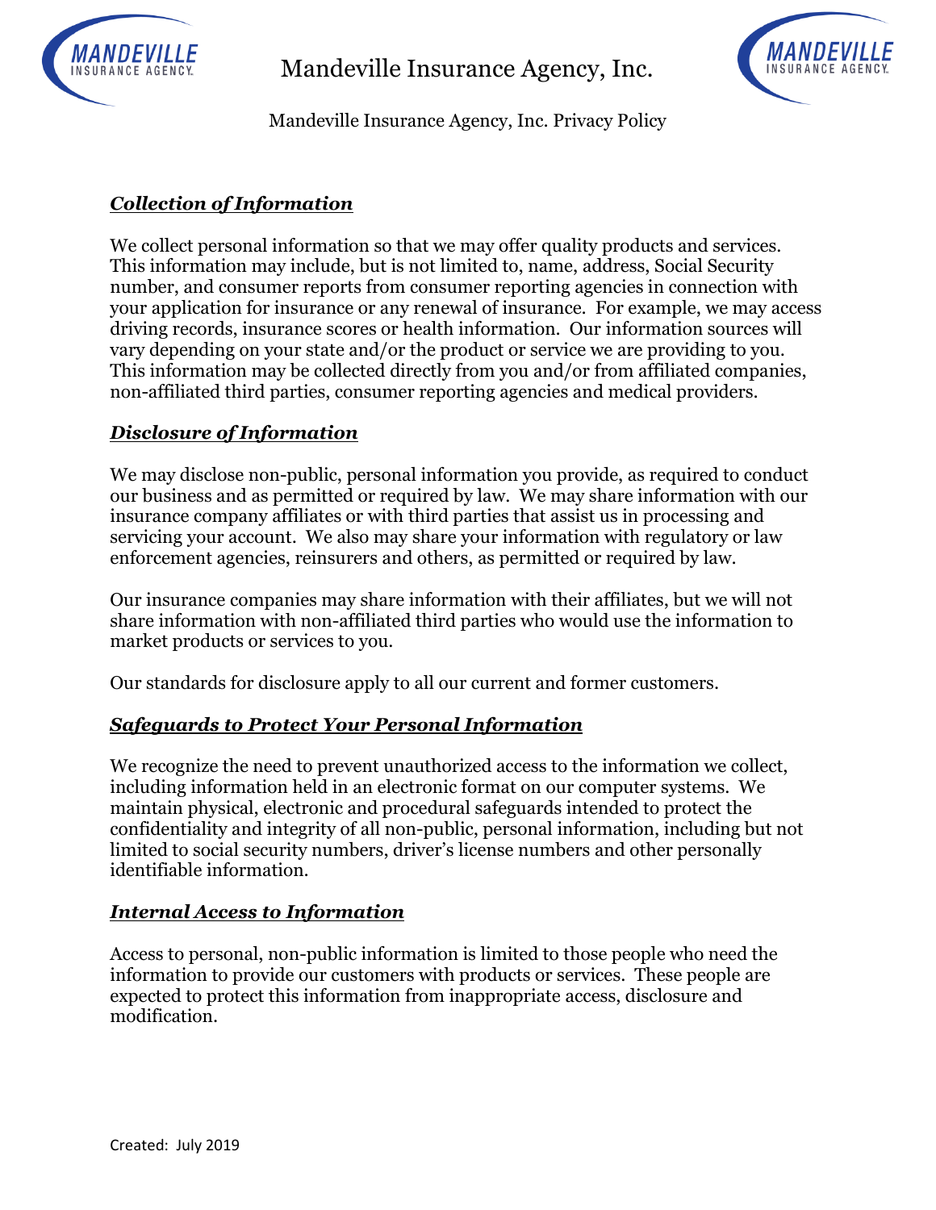# Mandeville Insurance Agency, Inc.

Mandeville Insurance Agency, Inc. Privacy Policy

## ***Collection of Information***

We collect personal information so that we may offer quality products and services. This information may include, but is not limited to, name, address, Social Security number, and consumer reports from consumer reporting agencies in connection with your application for insurance or any renewal of insurance. For example, we may access driving records, insurance scores or health information. Our information sources will vary depending on your state and/or the product or service we are providing to you. This information may be collected directly from you and/or from affiliated companies, non-affiliated third parties, consumer reporting agencies and medical providers.

## ***Disclosure of Information***

We may disclose non-public, personal information you provide, as required to conduct our business and as permitted or required by law. We may share information with our insurance company affiliates or with third parties that assist us in processing and servicing your account. We also may share your information with regulatory or law enforcement agencies, reinsurers and others, as permitted or required by law.

Our insurance companies may share information with their affiliates, but we will not share information with non-affiliated third parties who would use the information to market products or services to you.

Our standards for disclosure apply to all our current and former customers.

## ***Safeguards to Protect Your Personal Information***

We recognize the need to prevent unauthorized access to the information we collect, including information held in an electronic format on our computer systems. We maintain physical, electronic and procedural safeguards intended to protect the confidentiality and integrity of all non-public, personal information, including but not limited to social security numbers, driver's license numbers and other personally identifiable information.

## ***Internal Access to Information***

Access to personal, non-public information is limited to those people who need the information to provide our customers with products or services. These people are expected to protect this information from inappropriate access, disclosure and modification.

Created: July 2019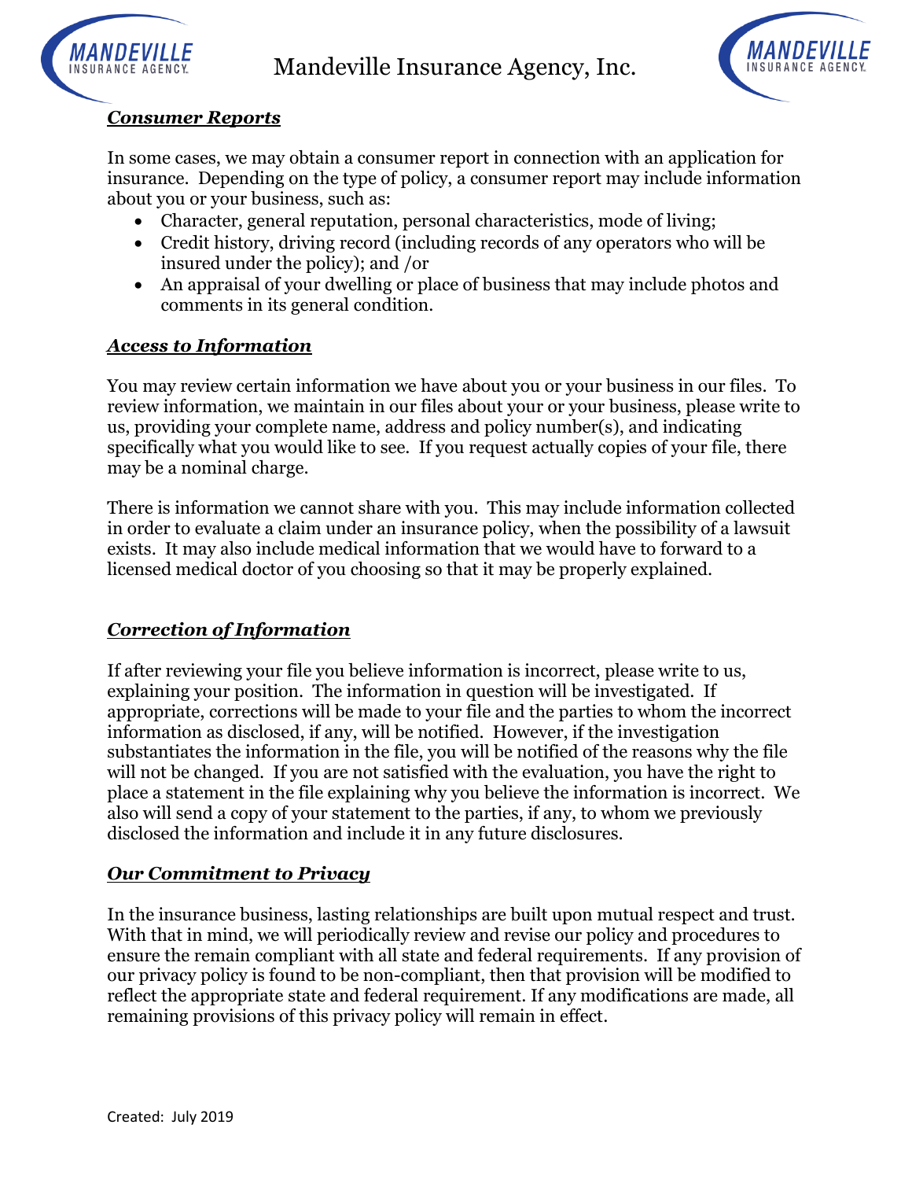### ***Consumer Reports***

In some cases, we may obtain a consumer report in connection with an application for insurance. Depending on the type of policy, a consumer report may include information about you or your business, such as:

- Character, general reputation, personal characteristics, mode of living;
- Credit history, driving record (including records of any operators who will be insured under the policy); and /or
- An appraisal of your dwelling or place of business that may include photos and comments in its general condition.

### ***Access to Information***

You may review certain information we have about you or your business in our files. To review information, we maintain in our files about your or your business, please write to us, providing your complete name, address and policy number(s), and indicating specifically what you would like to see. If you request actually copies of your file, there may be a nominal charge.

There is information we cannot share with you. This may include information collected in order to evaluate a claim under an insurance policy, when the possibility of a lawsuit exists. It may also include medical information that we would have to forward to a licensed medical doctor of you choosing so that it may be properly explained.

### ***Correction of Information***

If after reviewing your file you believe information is incorrect, please write to us, explaining your position. The information in question will be investigated. If appropriate, corrections will be made to your file and the parties to whom the incorrect information as disclosed, if any, will be notified. However, if the investigation substantiates the information in the file, you will be notified of the reasons why the file will not be changed. If you are not satisfied with the evaluation, you have the right to place a statement in the file explaining why you believe the information is incorrect. We also will send a copy of your statement to the parties, if any, to whom we previously disclosed the information and include it in any future disclosures.

### ***Our Commitment to Privacy***

In the insurance business, lasting relationships are built upon mutual respect and trust. With that in mind, we will periodically review and revise our policy and procedures to ensure the remain compliant with all state and federal requirements. If any provision of our privacy policy is found to be non-compliant, then that provision will be modified to reflect the appropriate state and federal requirement. If any modifications are made, all remaining provisions of this privacy policy will remain in effect.

Created: July 2019